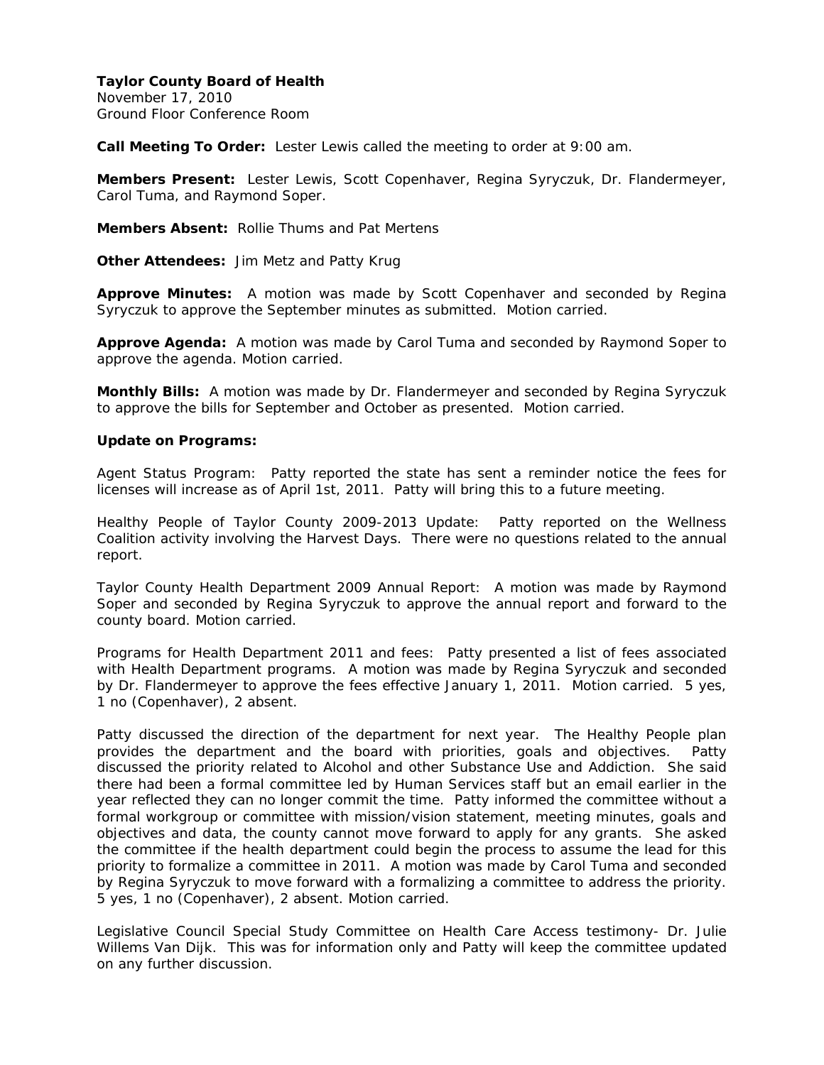**Taylor County Board of Health**
November 17, 2010
Ground Floor Conference Room

**Call Meeting To Order:** Lester Lewis called the meeting to order at 9:00 am.

**Members Present:** Lester Lewis, Scott Copenhaver, Regina Syryczuk, Dr. Flandermeyer, Carol Tuma, and Raymond Soper.

**Members Absent:** Rollie Thums and Pat Mertens

**Other Attendees:** Jim Metz and Patty Krug

**Approve Minutes:** A motion was made by Scott Copenhaver and seconded by Regina Syryczuk to approve the September minutes as submitted. Motion carried.

**Approve Agenda:** A motion was made by Carol Tuma and seconded by Raymond Soper to approve the agenda. Motion carried.

**Monthly Bills:** A motion was made by Dr. Flandermeyer and seconded by Regina Syryczuk to approve the bills for September and October as presented. Motion carried.

**Update on Programs:**

Agent Status Program: Patty reported the state has sent a reminder notice the fees for licenses will increase as of April 1st, 2011. Patty will bring this to a future meeting.

Healthy People of Taylor County 2009-2013 Update: Patty reported on the Wellness Coalition activity involving the Harvest Days. There were no questions related to the annual report.

Taylor County Health Department 2009 Annual Report: A motion was made by Raymond Soper and seconded by Regina Syryczuk to approve the annual report and forward to the county board. Motion carried.

Programs for Health Department 2011 and fees: Patty presented a list of fees associated with Health Department programs. A motion was made by Regina Syryczuk and seconded by Dr. Flandermeyer to approve the fees effective January 1, 2011. Motion carried. 5 yes, 1 no (Copenhaver), 2 absent.

Patty discussed the direction of the department for next year. The Healthy People plan provides the department and the board with priorities, goals and objectives. Patty discussed the priority related to Alcohol and other Substance Use and Addiction. She said there had been a formal committee led by Human Services staff but an email earlier in the year reflected they can no longer commit the time. Patty informed the committee without a formal workgroup or committee with mission/vision statement, meeting minutes, goals and objectives and data, the county cannot move forward to apply for any grants. She asked the committee if the health department could begin the process to assume the lead for this priority to formalize a committee in 2011. A motion was made by Carol Tuma and seconded by Regina Syryczuk to move forward with a formalizing a committee to address the priority. 5 yes, 1 no (Copenhaver), 2 absent. Motion carried.

Legislative Council Special Study Committee on Health Care Access testimony- Dr. Julie Willems Van Dijk. This was for information only and Patty will keep the committee updated on any further discussion.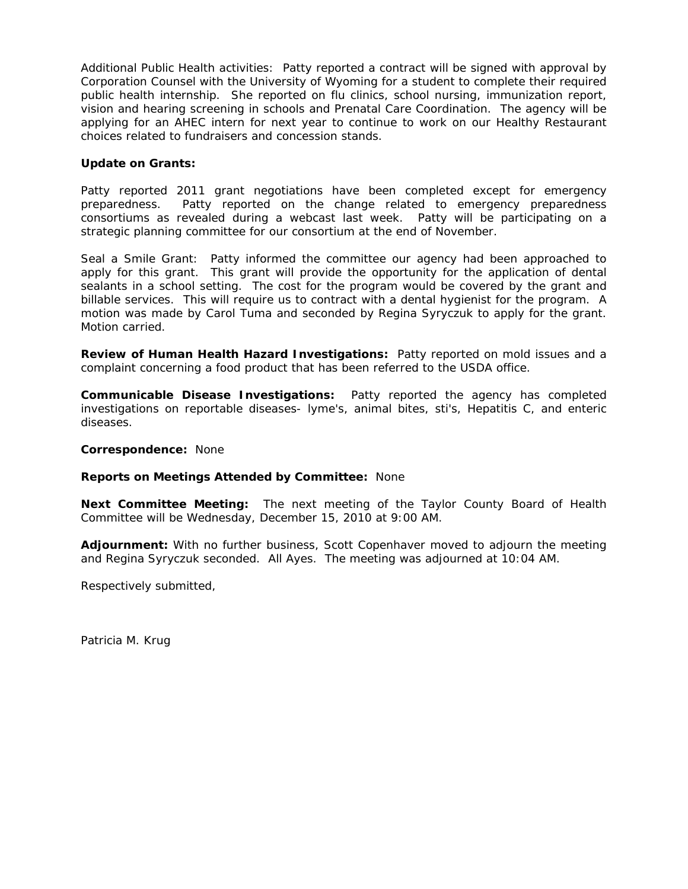Additional Public Health activities: Patty reported a contract will be signed with approval by Corporation Counsel with the University of Wyoming for a student to complete their required public health internship. She reported on flu clinics, school nursing, immunization report, vision and hearing screening in schools and Prenatal Care Coordination. The agency will be applying for an AHEC intern for next year to continue to work on our Healthy Restaurant choices related to fundraisers and concession stands.

**Update on Grants:**

Patty reported 2011 grant negotiations have been completed except for emergency preparedness. Patty reported on the change related to emergency preparedness consortiums as revealed during a webcast last week. Patty will be participating on a strategic planning committee for our consortium at the end of November.

Seal a Smile Grant: Patty informed the committee our agency had been approached to apply for this grant. This grant will provide the opportunity for the application of dental sealants in a school setting. The cost for the program would be covered by the grant and billable services. This will require us to contract with a dental hygienist for the program. A motion was made by Carol Tuma and seconded by Regina Syryczuk to apply for the grant. Motion carried.

**Review of Human Health Hazard Investigations:** Patty reported on mold issues and a complaint concerning a food product that has been referred to the USDA office.

**Communicable Disease Investigations:** Patty reported the agency has completed investigations on reportable diseases- lyme's, animal bites, sti's, Hepatitis C, and enteric diseases.

**Correspondence:** None

**Reports on Meetings Attended by Committee:** None

**Next Committee Meeting:** The next meeting of the Taylor County Board of Health Committee will be Wednesday, December 15, 2010 at 9:00 AM.

**Adjournment:** With no further business, Scott Copenhaver moved to adjourn the meeting and Regina Syryczuk seconded. All Ayes. The meeting was adjourned at 10:04 AM.

Respectively submitted,

Patricia M. Krug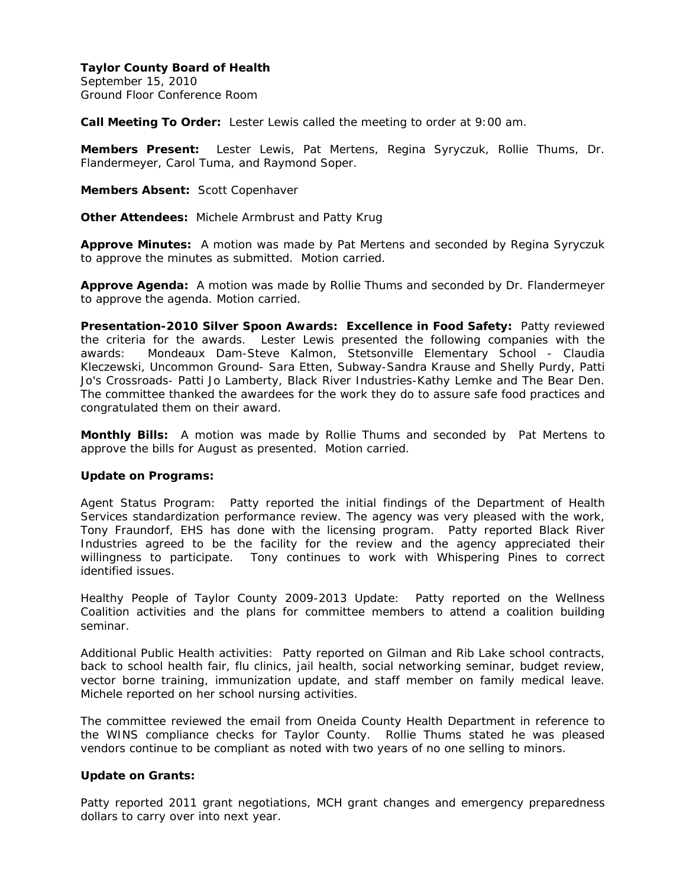**Taylor County Board of Health**
September 15, 2010
Ground Floor Conference Room

**Call Meeting To Order:** Lester Lewis called the meeting to order at 9:00 am.

**Members Present:** Lester Lewis, Pat Mertens, Regina Syryczuk, Rollie Thums, Dr. Flandermeyer, Carol Tuma, and Raymond Soper.

**Members Absent:** Scott Copenhaver

**Other Attendees:** Michele Armbrust and Patty Krug

**Approve Minutes:** A motion was made by Pat Mertens and seconded by Regina Syryczuk to approve the minutes as submitted. Motion carried.

**Approve Agenda:** A motion was made by Rollie Thums and seconded by Dr. Flandermeyer to approve the agenda. Motion carried.

**Presentation-2010 Silver Spoon Awards: Excellence in Food Safety:** Patty reviewed the criteria for the awards. Lester Lewis presented the following companies with the awards: Mondeaux Dam-Steve Kalmon, Stetsonville Elementary School - Claudia Kleczewski, Uncommon Ground- Sara Etten, Subway-Sandra Krause and Shelly Purdy, Patti Jo's Crossroads- Patti Jo Lamberty, Black River Industries-Kathy Lemke and The Bear Den. The committee thanked the awardees for the work they do to assure safe food practices and congratulated them on their award.

**Monthly Bills:** A motion was made by Rollie Thums and seconded by Pat Mertens to approve the bills for August as presented. Motion carried.

**Update on Programs:**

Agent Status Program: Patty reported the initial findings of the Department of Health Services standardization performance review. The agency was very pleased with the work, Tony Fraundorf, EHS has done with the licensing program. Patty reported Black River Industries agreed to be the facility for the review and the agency appreciated their willingness to participate. Tony continues to work with Whispering Pines to correct identified issues.

Healthy People of Taylor County 2009-2013 Update: Patty reported on the Wellness Coalition activities and the plans for committee members to attend a coalition building seminar.

Additional Public Health activities: Patty reported on Gilman and Rib Lake school contracts, back to school health fair, flu clinics, jail health, social networking seminar, budget review, vector borne training, immunization update, and staff member on family medical leave. Michele reported on her school nursing activities.

The committee reviewed the email from Oneida County Health Department in reference to the WINS compliance checks for Taylor County. Rollie Thums stated he was pleased vendors continue to be compliant as noted with two years of no one selling to minors.

**Update on Grants:**

Patty reported 2011 grant negotiations, MCH grant changes and emergency preparedness dollars to carry over into next year.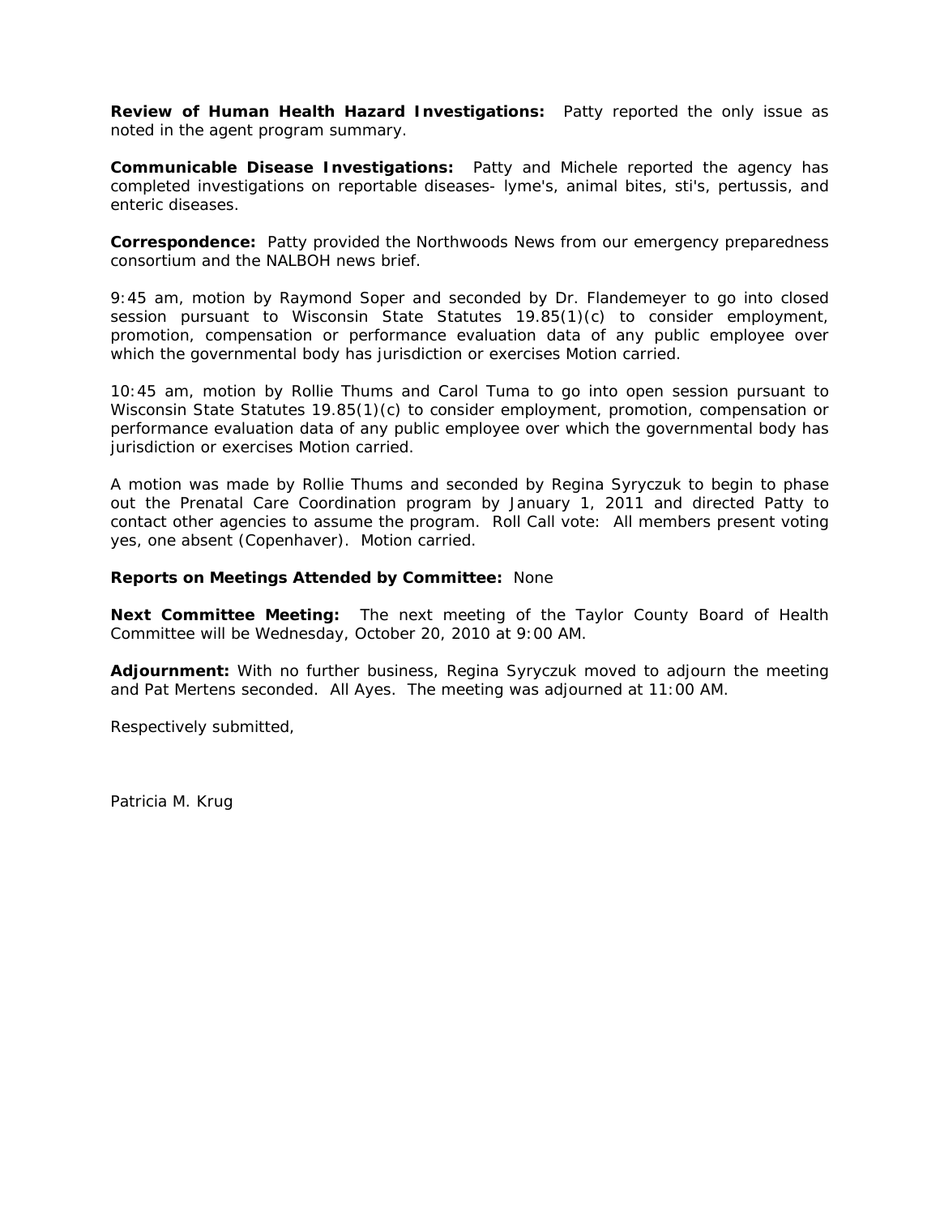**Review of Human Health Hazard Investigations:** Patty reported the only issue as noted in the agent program summary.

**Communicable Disease Investigations:** Patty and Michele reported the agency has completed investigations on reportable diseases- lyme's, animal bites, sti's, pertussis, and enteric diseases.

**Correspondence:** Patty provided the Northwoods News from our emergency preparedness consortium and the NALBOH news brief.

9:45 am, motion by Raymond Soper and seconded by Dr. Flandemeyer to go into closed session pursuant to Wisconsin State Statutes 19.85(1)(c) to consider employment, promotion, compensation or performance evaluation data of any public employee over which the governmental body has jurisdiction or exercises Motion carried.

10:45 am, motion by Rollie Thums and Carol Tuma to go into open session pursuant to Wisconsin State Statutes 19.85(1)(c) to consider employment, promotion, compensation or performance evaluation data of any public employee over which the governmental body has jurisdiction or exercises Motion carried.

A motion was made by Rollie Thums and seconded by Regina Syryczuk to begin to phase out the Prenatal Care Coordination program by January 1, 2011 and directed Patty to contact other agencies to assume the program. Roll Call vote: All members present voting yes, one absent (Copenhaver). Motion carried.

**Reports on Meetings Attended by Committee:** None

**Next Committee Meeting:** The next meeting of the Taylor County Board of Health Committee will be Wednesday, October 20, 2010 at 9:00 AM.

**Adjournment:** With no further business, Regina Syryczuk moved to adjourn the meeting and Pat Mertens seconded. All Ayes. The meeting was adjourned at 11:00 AM.

Respectively submitted,

Patricia M. Krug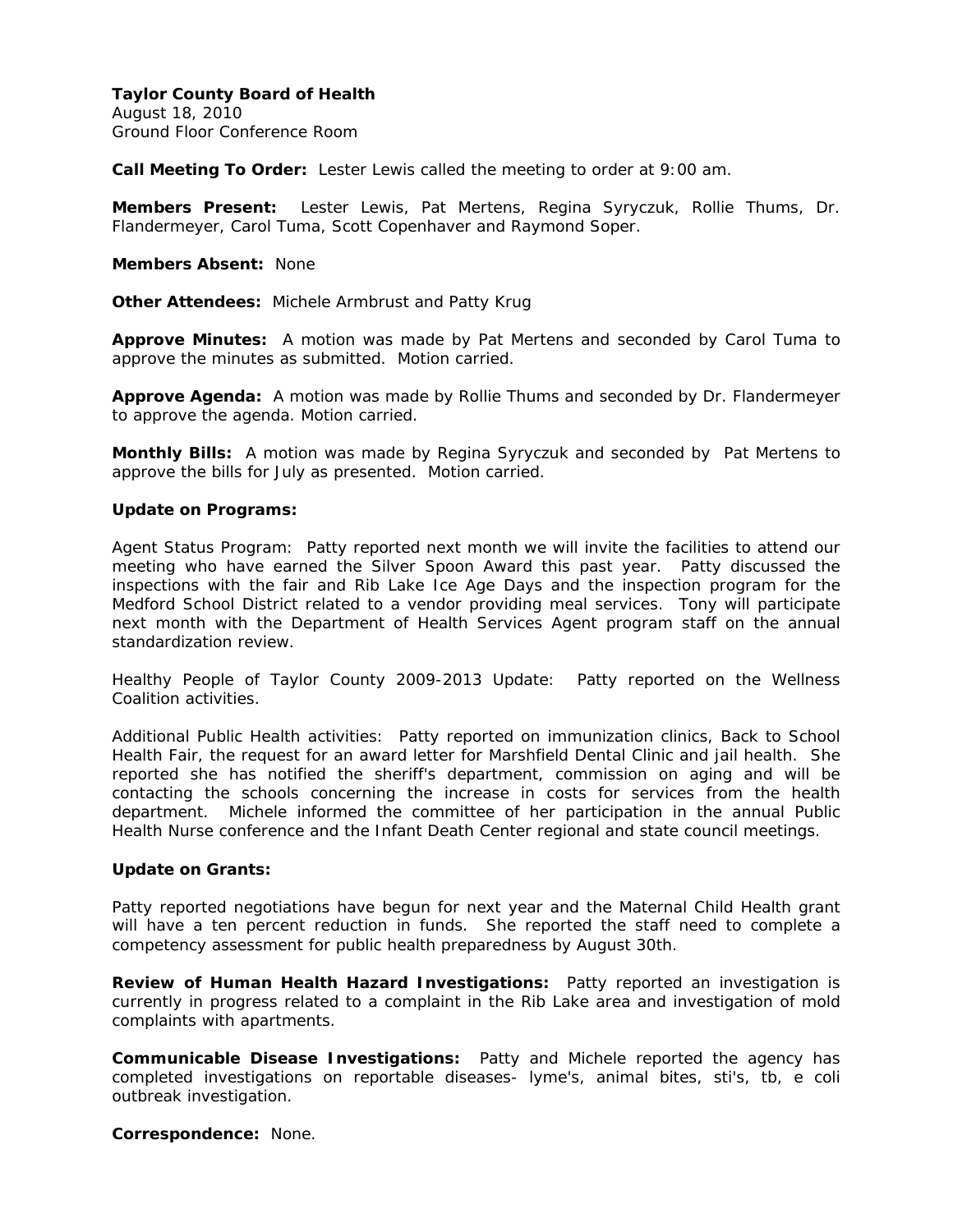**Taylor County Board of Health**
August 18, 2010
Ground Floor Conference Room

**Call Meeting To Order:** Lester Lewis called the meeting to order at 9:00 am.

**Members Present:** Lester Lewis, Pat Mertens, Regina Syryczuk, Rollie Thums, Dr. Flandermeyer, Carol Tuma, Scott Copenhaver and Raymond Soper.

**Members Absent:** None

**Other Attendees:** Michele Armbrust and Patty Krug

**Approve Minutes:** A motion was made by Pat Mertens and seconded by Carol Tuma to approve the minutes as submitted. Motion carried.

**Approve Agenda:** A motion was made by Rollie Thums and seconded by Dr. Flandermeyer to approve the agenda. Motion carried.

**Monthly Bills:** A motion was made by Regina Syryczuk and seconded by Pat Mertens to approve the bills for July as presented. Motion carried.

**Update on Programs:**

Agent Status Program: Patty reported next month we will invite the facilities to attend our meeting who have earned the Silver Spoon Award this past year. Patty discussed the inspections with the fair and Rib Lake Ice Age Days and the inspection program for the Medford School District related to a vendor providing meal services. Tony will participate next month with the Department of Health Services Agent program staff on the annual standardization review.

Healthy People of Taylor County 2009-2013 Update: Patty reported on the Wellness Coalition activities.

Additional Public Health activities: Patty reported on immunization clinics, Back to School Health Fair, the request for an award letter for Marshfield Dental Clinic and jail health. She reported she has notified the sheriff's department, commission on aging and will be contacting the schools concerning the increase in costs for services from the health department. Michele informed the committee of her participation in the annual Public Health Nurse conference and the Infant Death Center regional and state council meetings.

**Update on Grants:**

Patty reported negotiations have begun for next year and the Maternal Child Health grant will have a ten percent reduction in funds. She reported the staff need to complete a competency assessment for public health preparedness by August 30th.

**Review of Human Health Hazard Investigations:** Patty reported an investigation is currently in progress related to a complaint in the Rib Lake area and investigation of mold complaints with apartments.

**Communicable Disease Investigations:** Patty and Michele reported the agency has completed investigations on reportable diseases- lyme's, animal bites, sti's, tb, e coli outbreak investigation.

**Correspondence:** None.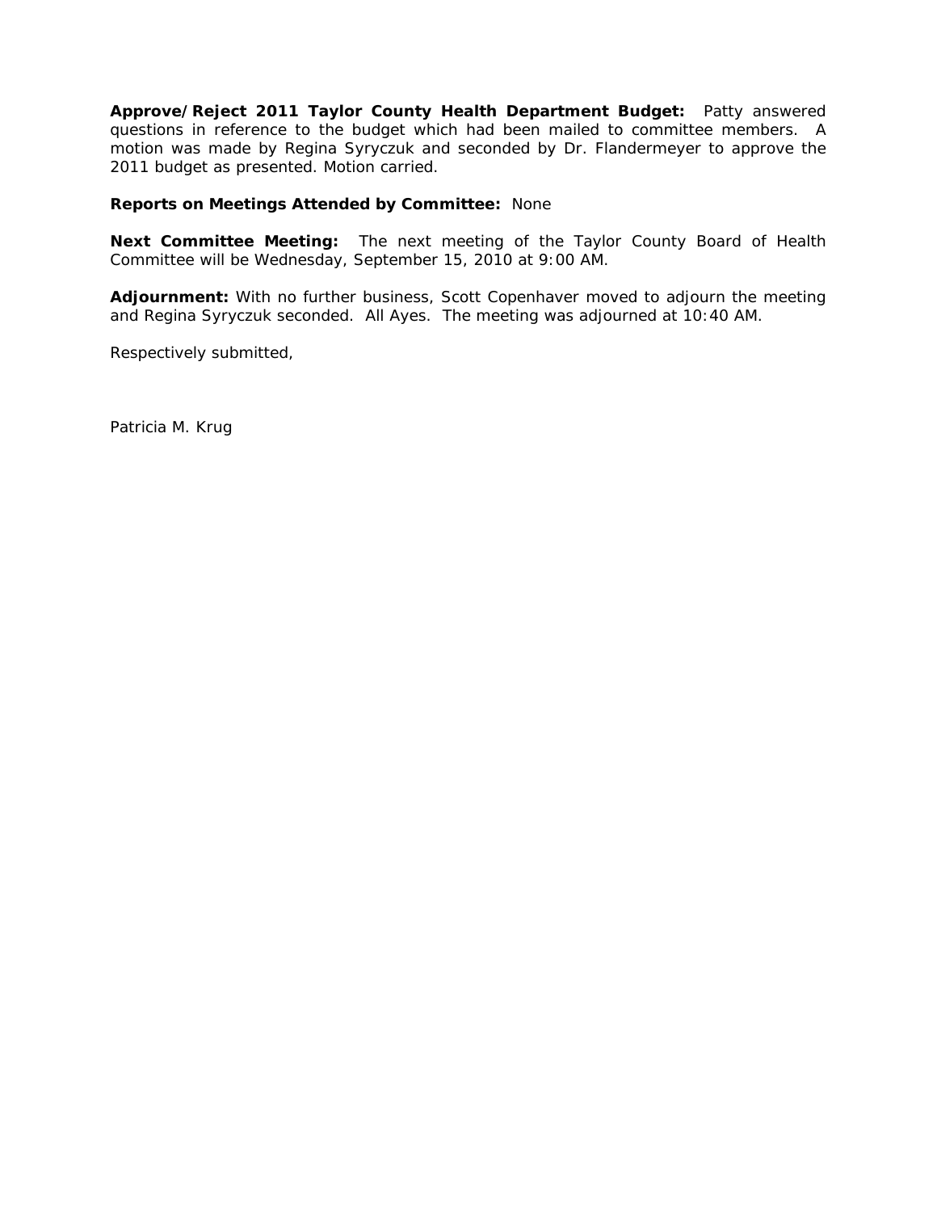**Approve/Reject 2011 Taylor County Health Department Budget:** Patty answered questions in reference to the budget which had been mailed to committee members. A motion was made by Regina Syryczuk and seconded by Dr. Flandermeyer to approve the 2011 budget as presented. Motion carried.

**Reports on Meetings Attended by Committee:** None

**Next Committee Meeting:** The next meeting of the Taylor County Board of Health Committee will be Wednesday, September 15, 2010 at 9:00 AM.

**Adjournment:** With no further business, Scott Copenhaver moved to adjourn the meeting and Regina Syryczuk seconded. All Ayes. The meeting was adjourned at 10:40 AM.

Respectively submitted,

Patricia M. Krug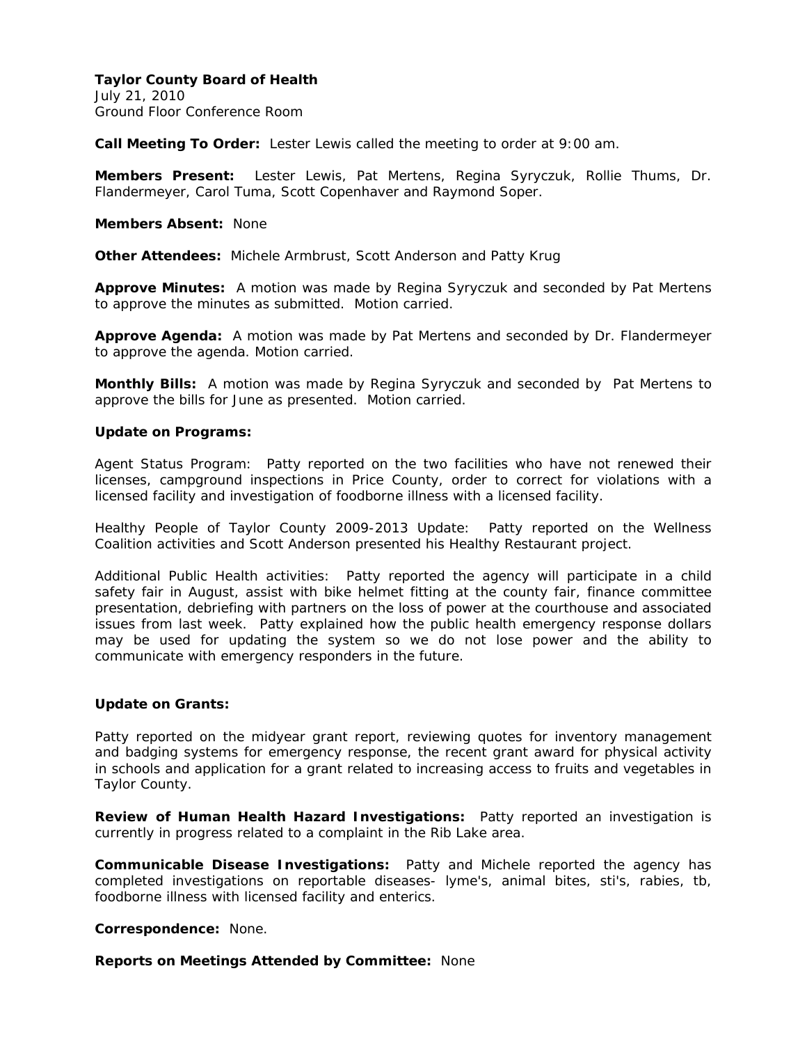**Taylor County Board of Health**
July 21, 2010
Ground Floor Conference Room

**Call Meeting To Order:** Lester Lewis called the meeting to order at 9:00 am.

**Members Present:** Lester Lewis, Pat Mertens, Regina Syryczuk, Rollie Thums, Dr. Flandermeyer, Carol Tuma, Scott Copenhaver and Raymond Soper.

**Members Absent:** None

**Other Attendees:** Michele Armbrust, Scott Anderson and Patty Krug

**Approve Minutes:** A motion was made by Regina Syryczuk and seconded by Pat Mertens to approve the minutes as submitted. Motion carried.

**Approve Agenda:** A motion was made by Pat Mertens and seconded by Dr. Flandermeyer to approve the agenda. Motion carried.

**Monthly Bills:** A motion was made by Regina Syryczuk and seconded by Pat Mertens to approve the bills for June as presented. Motion carried.

**Update on Programs:**

Agent Status Program: Patty reported on the two facilities who have not renewed their licenses, campground inspections in Price County, order to correct for violations with a licensed facility and investigation of foodborne illness with a licensed facility.

Healthy People of Taylor County 2009-2013 Update: Patty reported on the Wellness Coalition activities and Scott Anderson presented his Healthy Restaurant project.

Additional Public Health activities: Patty reported the agency will participate in a child safety fair in August, assist with bike helmet fitting at the county fair, finance committee presentation, debriefing with partners on the loss of power at the courthouse and associated issues from last week. Patty explained how the public health emergency response dollars may be used for updating the system so we do not lose power and the ability to communicate with emergency responders in the future.

**Update on Grants:**

Patty reported on the midyear grant report, reviewing quotes for inventory management and badging systems for emergency response, the recent grant award for physical activity in schools and application for a grant related to increasing access to fruits and vegetables in Taylor County.

**Review of Human Health Hazard Investigations:** Patty reported an investigation is currently in progress related to a complaint in the Rib Lake area.

**Communicable Disease Investigations:** Patty and Michele reported the agency has completed investigations on reportable diseases- lyme's, animal bites, sti's, rabies, tb, foodborne illness with licensed facility and enterics.

**Correspondence:** None.

**Reports on Meetings Attended by Committee:** None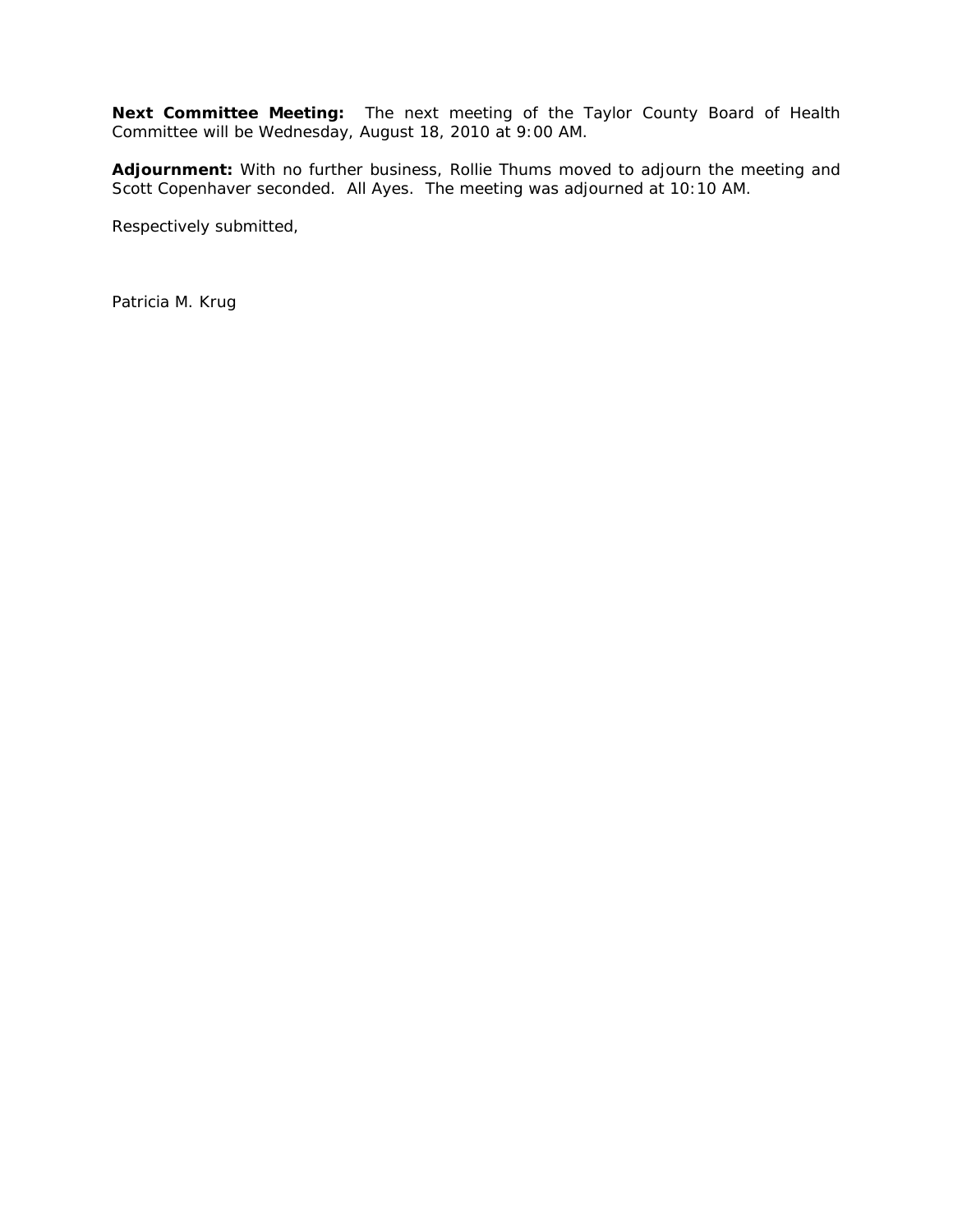**Next Committee Meeting:** The next meeting of the Taylor County Board of Health Committee will be Wednesday, August 18, 2010 at 9:00 AM.

**Adjournment:** With no further business, Rollie Thums moved to adjourn the meeting and Scott Copenhaver seconded. All Ayes. The meeting was adjourned at 10:10 AM.

Respectively submitted,

Patricia M. Krug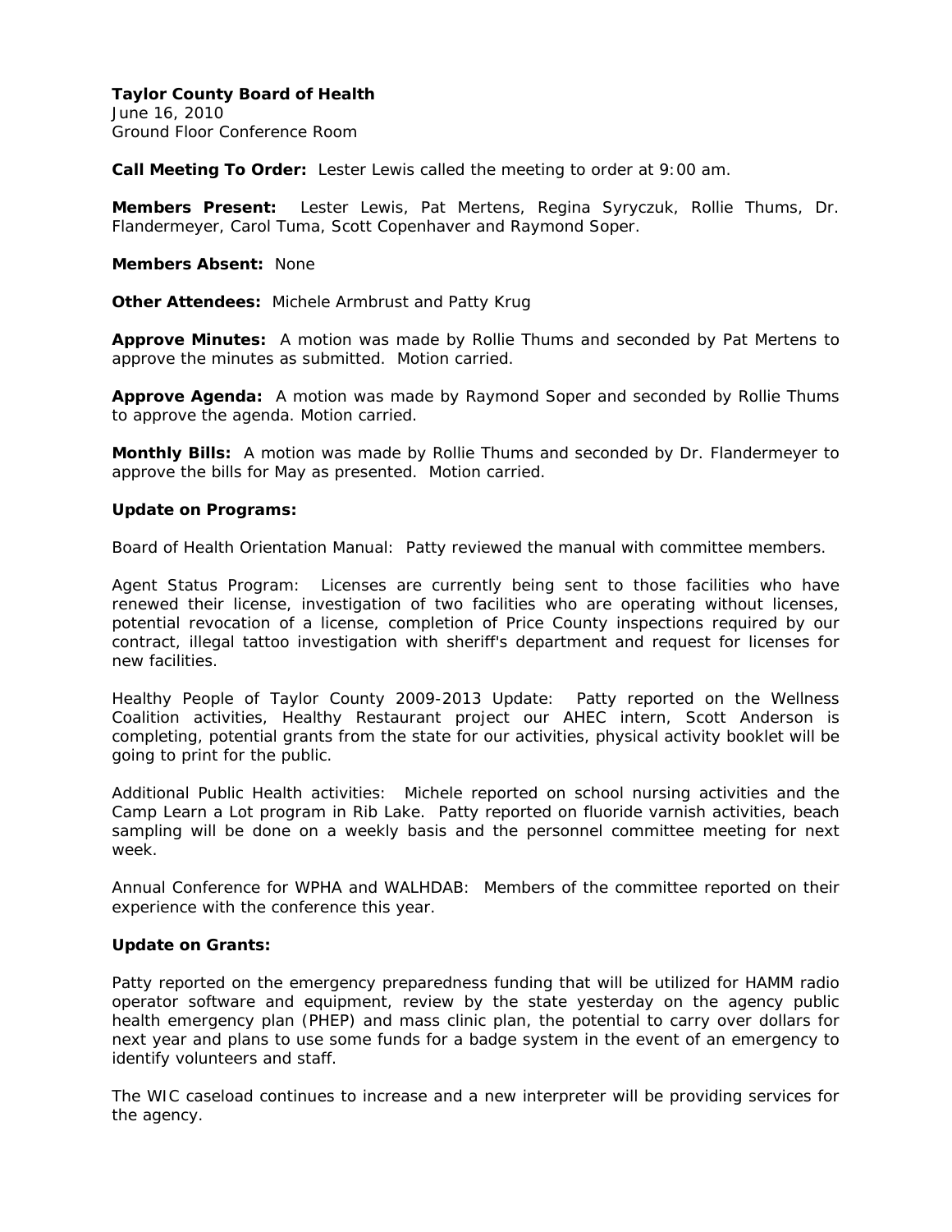**Taylor County Board of Health**
June 16, 2010
Ground Floor Conference Room

**Call Meeting To Order:** Lester Lewis called the meeting to order at 9:00 am.

**Members Present:** Lester Lewis, Pat Mertens, Regina Syryczuk, Rollie Thums, Dr. Flandermeyer, Carol Tuma, Scott Copenhaver and Raymond Soper.

**Members Absent:** None

**Other Attendees:** Michele Armbrust and Patty Krug

**Approve Minutes:** A motion was made by Rollie Thums and seconded by Pat Mertens to approve the minutes as submitted. Motion carried.

**Approve Agenda:** A motion was made by Raymond Soper and seconded by Rollie Thums to approve the agenda. Motion carried.

**Monthly Bills:** A motion was made by Rollie Thums and seconded by Dr. Flandermeyer to approve the bills for May as presented. Motion carried.

**Update on Programs:**

Board of Health Orientation Manual: Patty reviewed the manual with committee members.

Agent Status Program: Licenses are currently being sent to those facilities who have renewed their license, investigation of two facilities who are operating without licenses, potential revocation of a license, completion of Price County inspections required by our contract, illegal tattoo investigation with sheriff's department and request for licenses for new facilities.

Healthy People of Taylor County 2009-2013 Update: Patty reported on the Wellness Coalition activities, Healthy Restaurant project our AHEC intern, Scott Anderson is completing, potential grants from the state for our activities, physical activity booklet will be going to print for the public.

Additional Public Health activities: Michele reported on school nursing activities and the Camp Learn a Lot program in Rib Lake. Patty reported on fluoride varnish activities, beach sampling will be done on a weekly basis and the personnel committee meeting for next week.

Annual Conference for WPHA and WALHDAB: Members of the committee reported on their experience with the conference this year.

**Update on Grants:**

Patty reported on the emergency preparedness funding that will be utilized for HAMM radio operator software and equipment, review by the state yesterday on the agency public health emergency plan (PHEP) and mass clinic plan, the potential to carry over dollars for next year and plans to use some funds for a badge system in the event of an emergency to identify volunteers and staff.

The WIC caseload continues to increase and a new interpreter will be providing services for the agency.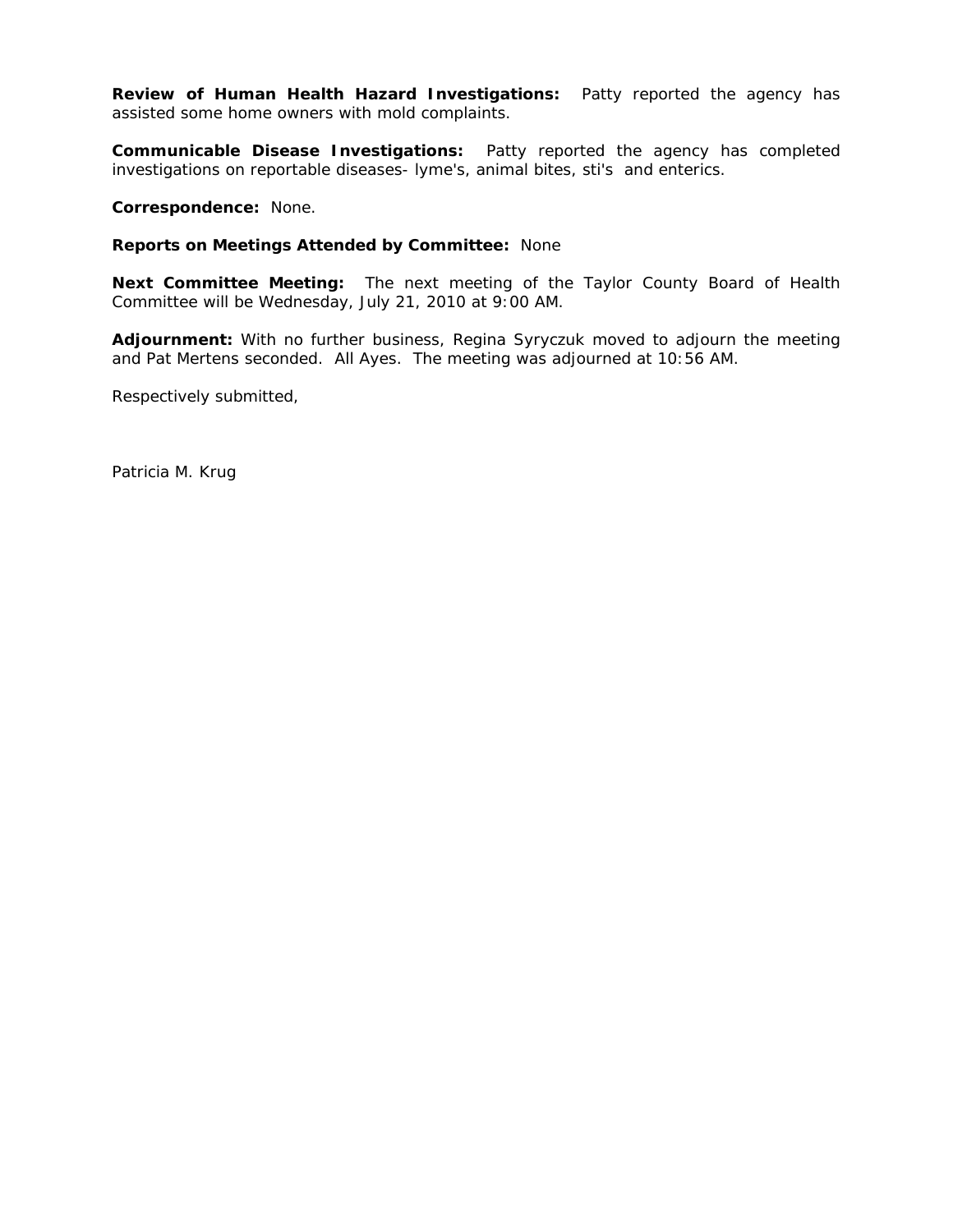**Review of Human Health Hazard Investigations:** Patty reported the agency has assisted some home owners with mold complaints.

**Communicable Disease Investigations:** Patty reported the agency has completed investigations on reportable diseases- lyme's, animal bites, sti's and enterics.

**Correspondence:** None.

**Reports on Meetings Attended by Committee:** None

**Next Committee Meeting:** The next meeting of the Taylor County Board of Health Committee will be Wednesday, July 21, 2010 at 9:00 AM.

**Adjournment:** With no further business, Regina Syryczuk moved to adjourn the meeting and Pat Mertens seconded. All Ayes. The meeting was adjourned at 10:56 AM.

Respectively submitted,

Patricia M. Krug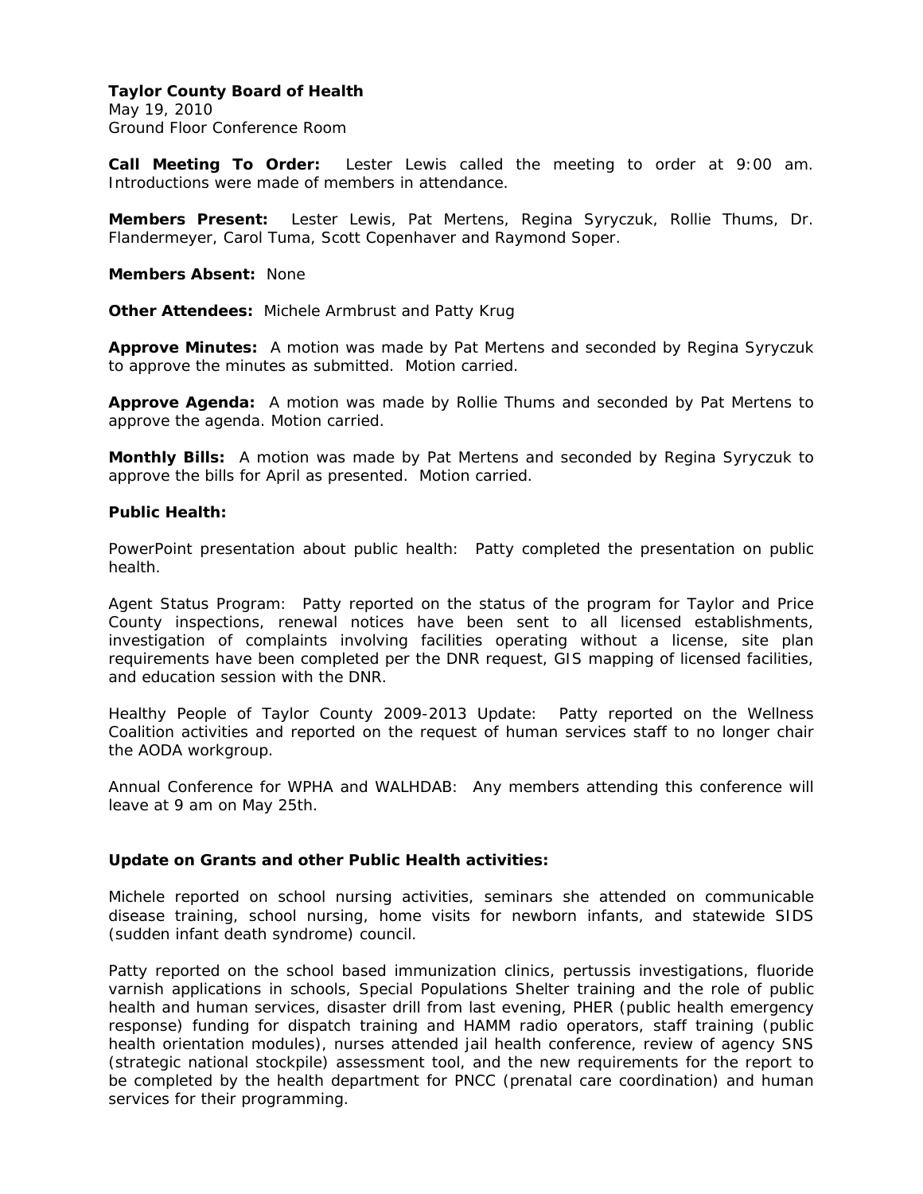**Taylor County Board of Health**
May 19, 2010
Ground Floor Conference Room

**Call Meeting To Order:** Lester Lewis called the meeting to order at 9:00 am. Introductions were made of members in attendance.

**Members Present:** Lester Lewis, Pat Mertens, Regina Syryczuk, Rollie Thums, Dr. Flandermeyer, Carol Tuma, Scott Copenhaver and Raymond Soper.

**Members Absent:** None

**Other Attendees:** Michele Armbrust and Patty Krug

**Approve Minutes:** A motion was made by Pat Mertens and seconded by Regina Syryczuk to approve the minutes as submitted. Motion carried.

**Approve Agenda:** A motion was made by Rollie Thums and seconded by Pat Mertens to approve the agenda. Motion carried.

**Monthly Bills:** A motion was made by Pat Mertens and seconded by Regina Syryczuk to approve the bills for April as presented. Motion carried.

**Public Health:**

PowerPoint presentation about public health: Patty completed the presentation on public health.

Agent Status Program: Patty reported on the status of the program for Taylor and Price County inspections, renewal notices have been sent to all licensed establishments, investigation of complaints involving facilities operating without a license, site plan requirements have been completed per the DNR request, GIS mapping of licensed facilities, and education session with the DNR.

Healthy People of Taylor County 2009-2013 Update: Patty reported on the Wellness Coalition activities and reported on the request of human services staff to no longer chair the AODA workgroup.

Annual Conference for WPHA and WALHDAB: Any members attending this conference will leave at 9 am on May 25th.

**Update on Grants and other Public Health activities:**

Michele reported on school nursing activities, seminars she attended on communicable disease training, school nursing, home visits for newborn infants, and statewide SIDS (sudden infant death syndrome) council.

Patty reported on the school based immunization clinics, pertussis investigations, fluoride varnish applications in schools, Special Populations Shelter training and the role of public health and human services, disaster drill from last evening, PHER (public health emergency response) funding for dispatch training and HAMM radio operators, staff training (public health orientation modules), nurses attended jail health conference, review of agency SNS (strategic national stockpile) assessment tool, and the new requirements for the report to be completed by the health department for PNCC (prenatal care coordination) and human services for their programming.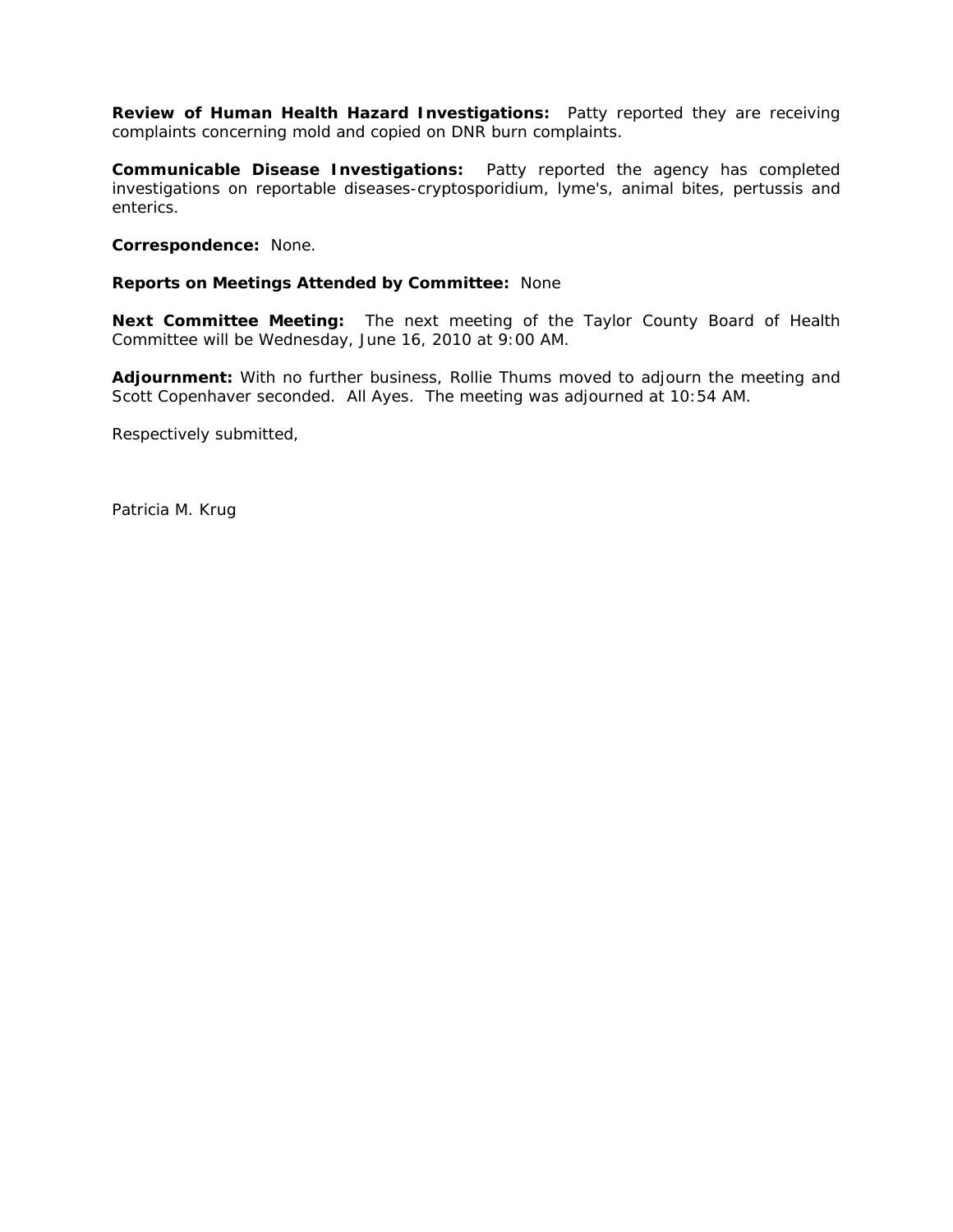**Review of Human Health Hazard Investigations:** Patty reported they are receiving complaints concerning mold and copied on DNR burn complaints.

**Communicable Disease Investigations:** Patty reported the agency has completed investigations on reportable diseases-cryptosporidium, lyme's, animal bites, pertussis and enterics.

**Correspondence:** None.

**Reports on Meetings Attended by Committee:** None

**Next Committee Meeting:** The next meeting of the Taylor County Board of Health Committee will be Wednesday, June 16, 2010 at 9:00 AM.

**Adjournment:** With no further business, Rollie Thums moved to adjourn the meeting and Scott Copenhaver seconded. All Ayes. The meeting was adjourned at 10:54 AM.

Respectively submitted,

Patricia M. Krug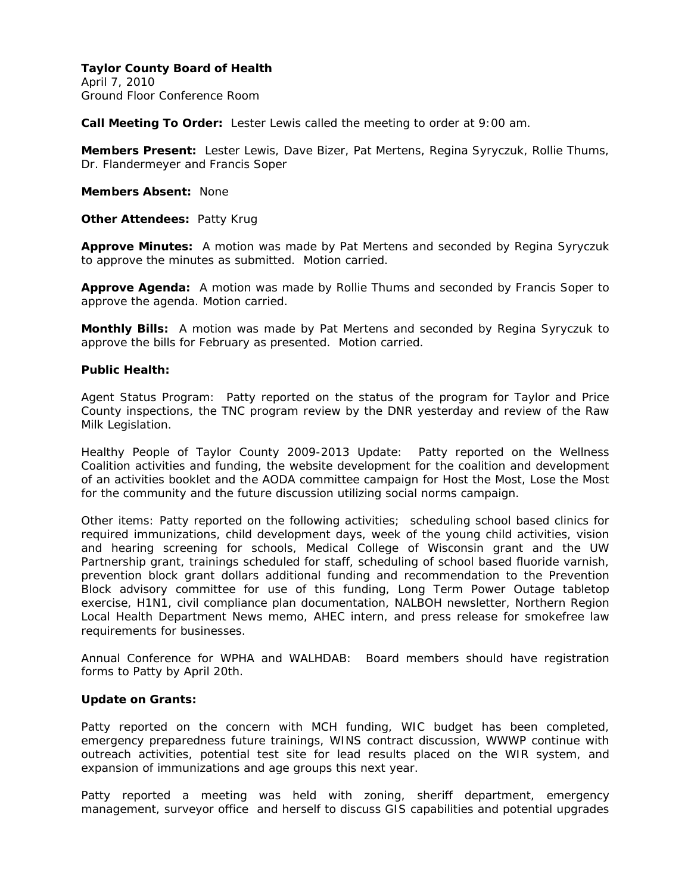**Taylor County Board of Health**
April 7, 2010
Ground Floor Conference Room

**Call Meeting To Order:** Lester Lewis called the meeting to order at 9:00 am.

**Members Present:** Lester Lewis, Dave Bizer, Pat Mertens, Regina Syryczuk, Rollie Thums, Dr. Flandermeyer and Francis Soper

**Members Absent:** None

**Other Attendees:** Patty Krug

**Approve Minutes:** A motion was made by Pat Mertens and seconded by Regina Syryczuk to approve the minutes as submitted. Motion carried.

**Approve Agenda:** A motion was made by Rollie Thums and seconded by Francis Soper to approve the agenda. Motion carried.

**Monthly Bills:** A motion was made by Pat Mertens and seconded by Regina Syryczuk to approve the bills for February as presented. Motion carried.

**Public Health:**

Agent Status Program: Patty reported on the status of the program for Taylor and Price County inspections, the TNC program review by the DNR yesterday and review of the Raw Milk Legislation.

Healthy People of Taylor County 2009-2013 Update: Patty reported on the Wellness Coalition activities and funding, the website development for the coalition and development of an activities booklet and the AODA committee campaign for Host the Most, Lose the Most for the community and the future discussion utilizing social norms campaign.

Other items: Patty reported on the following activities; scheduling school based clinics for required immunizations, child development days, week of the young child activities, vision and hearing screening for schools, Medical College of Wisconsin grant and the UW Partnership grant, trainings scheduled for staff, scheduling of school based fluoride varnish, prevention block grant dollars additional funding and recommendation to the Prevention Block advisory committee for use of this funding, Long Term Power Outage tabletop exercise, H1N1, civil compliance plan documentation, NALBOH newsletter, Northern Region Local Health Department News memo, AHEC intern, and press release for smokefree law requirements for businesses.

Annual Conference for WPHA and WALHDAB: Board members should have registration forms to Patty by April 20th.

**Update on Grants:**

Patty reported on the concern with MCH funding, WIC budget has been completed, emergency preparedness future trainings, WINS contract discussion, WWWP continue with outreach activities, potential test site for lead results placed on the WIR system, and expansion of immunizations and age groups this next year.

Patty reported a meeting was held with zoning, sheriff department, emergency management, surveyor office and herself to discuss GIS capabilities and potential upgrades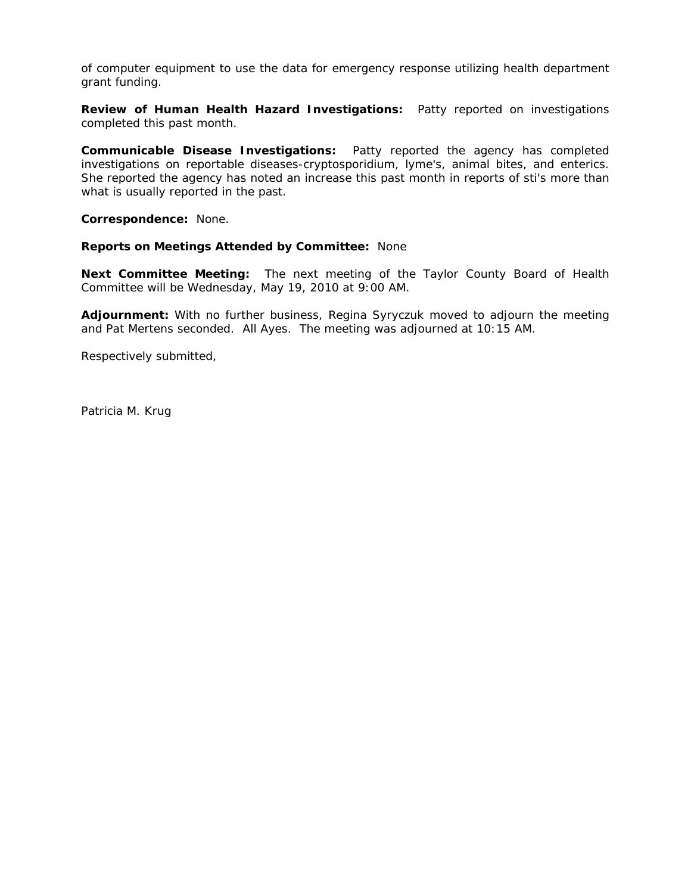of computer equipment to use the data for emergency response utilizing health department grant funding.

**Review of Human Health Hazard Investigations:** Patty reported on investigations completed this past month.

**Communicable Disease Investigations:** Patty reported the agency has completed investigations on reportable diseases-cryptosporidium, lyme's, animal bites, and enterics. She reported the agency has noted an increase this past month in reports of sti's more than what is usually reported in the past.

**Correspondence:** None.

**Reports on Meetings Attended by Committee:** None

**Next Committee Meeting:** The next meeting of the Taylor County Board of Health Committee will be Wednesday, May 19, 2010 at 9:00 AM.

**Adjournment:** With no further business, Regina Syryczuk moved to adjourn the meeting and Pat Mertens seconded. All Ayes. The meeting was adjourned at 10:15 AM.

Respectively submitted,

Patricia M. Krug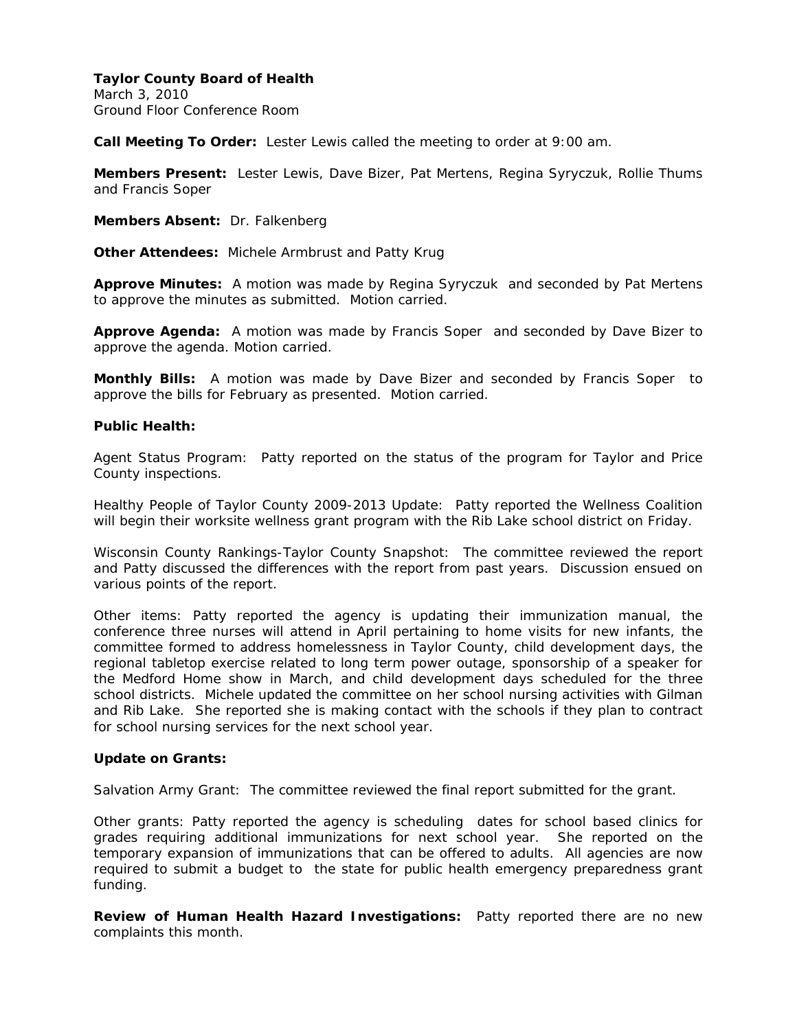**Taylor County Board of Health**
March 3, 2010
Ground Floor Conference Room

**Call Meeting To Order:** Lester Lewis called the meeting to order at 9:00 am.

**Members Present:** Lester Lewis, Dave Bizer, Pat Mertens, Regina Syryczuk, Rollie Thums and Francis Soper

**Members Absent:** Dr. Falkenberg

**Other Attendees:** Michele Armbrust and Patty Krug

**Approve Minutes:** A motion was made by Regina Syryczuk and seconded by Pat Mertens to approve the minutes as submitted. Motion carried.

**Approve Agenda:** A motion was made by Francis Soper and seconded by Dave Bizer to approve the agenda. Motion carried.

**Monthly Bills:** A motion was made by Dave Bizer and seconded by Francis Soper to approve the bills for February as presented. Motion carried.

**Public Health:**

Agent Status Program: Patty reported on the status of the program for Taylor and Price County inspections.

Healthy People of Taylor County 2009-2013 Update: Patty reported the Wellness Coalition will begin their worksite wellness grant program with the Rib Lake school district on Friday.

Wisconsin County Rankings-Taylor County Snapshot: The committee reviewed the report and Patty discussed the differences with the report from past years. Discussion ensued on various points of the report.

Other items: Patty reported the agency is updating their immunization manual, the conference three nurses will attend in April pertaining to home visits for new infants, the committee formed to address homelessness in Taylor County, child development days, the regional tabletop exercise related to long term power outage, sponsorship of a speaker for the Medford Home show in March, and child development days scheduled for the three school districts. Michele updated the committee on her school nursing activities with Gilman and Rib Lake. She reported she is making contact with the schools if they plan to contract for school nursing services for the next school year.

**Update on Grants:**

Salvation Army Grant: The committee reviewed the final report submitted for the grant.

Other grants: Patty reported the agency is scheduling dates for school based clinics for grades requiring additional immunizations for next school year. She reported on the temporary expansion of immunizations that can be offered to adults. All agencies are now required to submit a budget to the state for public health emergency preparedness grant funding.

**Review of Human Health Hazard Investigations:** Patty reported there are no new complaints this month.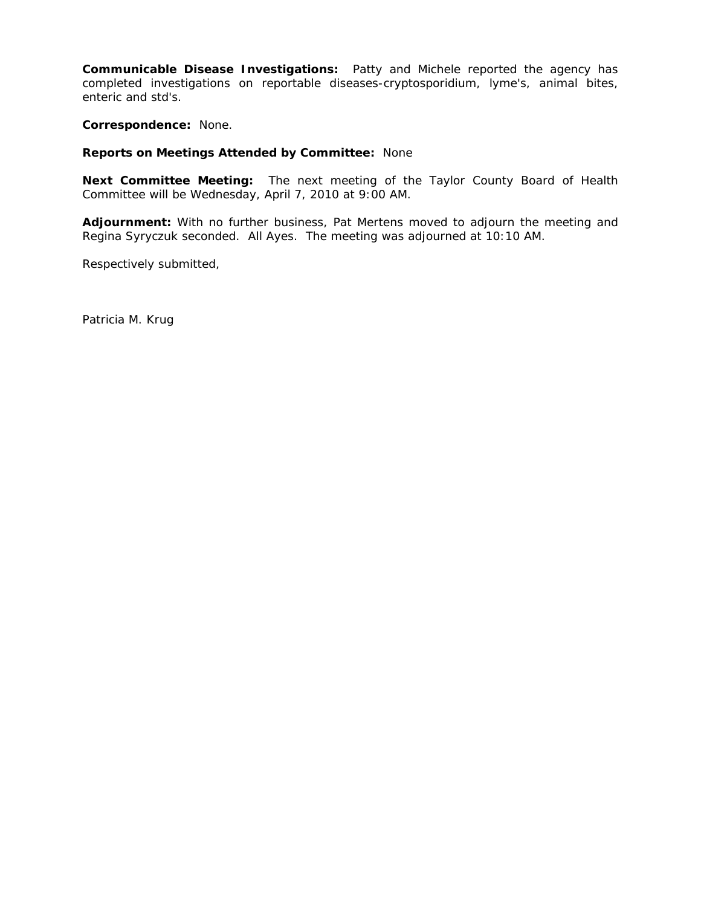**Communicable Disease Investigations:** Patty and Michele reported the agency has completed investigations on reportable diseases-cryptosporidium, lyme's, animal bites, enteric and std's.

**Correspondence:** None.

**Reports on Meetings Attended by Committee:** None

**Next Committee Meeting:** The next meeting of the Taylor County Board of Health Committee will be Wednesday, April 7, 2010 at 9:00 AM.

**Adjournment:** With no further business, Pat Mertens moved to adjourn the meeting and Regina Syryczuk seconded. All Ayes. The meeting was adjourned at 10:10 AM.

Respectively submitted,

Patricia M. Krug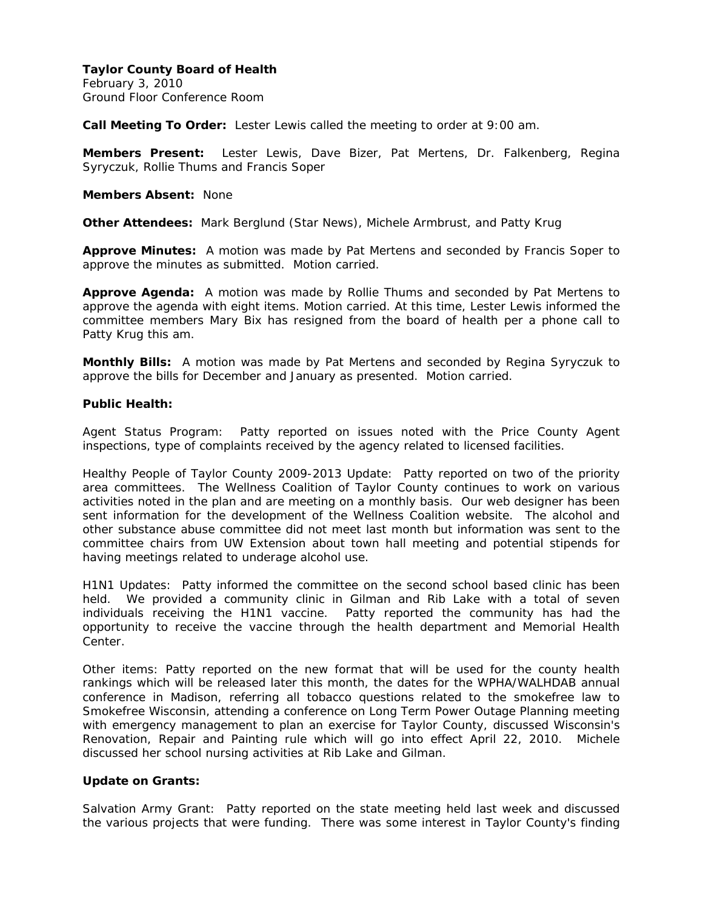**Taylor County Board of Health**
February 3, 2010
Ground Floor Conference Room

**Call Meeting To Order:** Lester Lewis called the meeting to order at 9:00 am.

**Members Present:** Lester Lewis, Dave Bizer, Pat Mertens, Dr. Falkenberg, Regina Syryczuk, Rollie Thums and Francis Soper

**Members Absent:** None

**Other Attendees:** Mark Berglund (Star News), Michele Armbrust, and Patty Krug

**Approve Minutes:** A motion was made by Pat Mertens and seconded by Francis Soper to approve the minutes as submitted. Motion carried.

**Approve Agenda:** A motion was made by Rollie Thums and seconded by Pat Mertens to approve the agenda with eight items. Motion carried. At this time, Lester Lewis informed the committee members Mary Bix has resigned from the board of health per a phone call to Patty Krug this am.

**Monthly Bills:** A motion was made by Pat Mertens and seconded by Regina Syryczuk to approve the bills for December and January as presented. Motion carried.

**Public Health:**

Agent Status Program: Patty reported on issues noted with the Price County Agent inspections, type of complaints received by the agency related to licensed facilities.

Healthy People of Taylor County 2009-2013 Update: Patty reported on two of the priority area committees. The Wellness Coalition of Taylor County continues to work on various activities noted in the plan and are meeting on a monthly basis. Our web designer has been sent information for the development of the Wellness Coalition website. The alcohol and other substance abuse committee did not meet last month but information was sent to the committee chairs from UW Extension about town hall meeting and potential stipends for having meetings related to underage alcohol use.

H1N1 Updates: Patty informed the committee on the second school based clinic has been held. We provided a community clinic in Gilman and Rib Lake with a total of seven individuals receiving the H1N1 vaccine. Patty reported the community has had the opportunity to receive the vaccine through the health department and Memorial Health Center.

Other items: Patty reported on the new format that will be used for the county health rankings which will be released later this month, the dates for the WPHA/WALHDAB annual conference in Madison, referring all tobacco questions related to the smokefree law to Smokefree Wisconsin, attending a conference on Long Term Power Outage Planning meeting with emergency management to plan an exercise for Taylor County, discussed Wisconsin's Renovation, Repair and Painting rule which will go into effect April 22, 2010. Michele discussed her school nursing activities at Rib Lake and Gilman.

**Update on Grants:**

Salvation Army Grant: Patty reported on the state meeting held last week and discussed the various projects that were funding. There was some interest in Taylor County's finding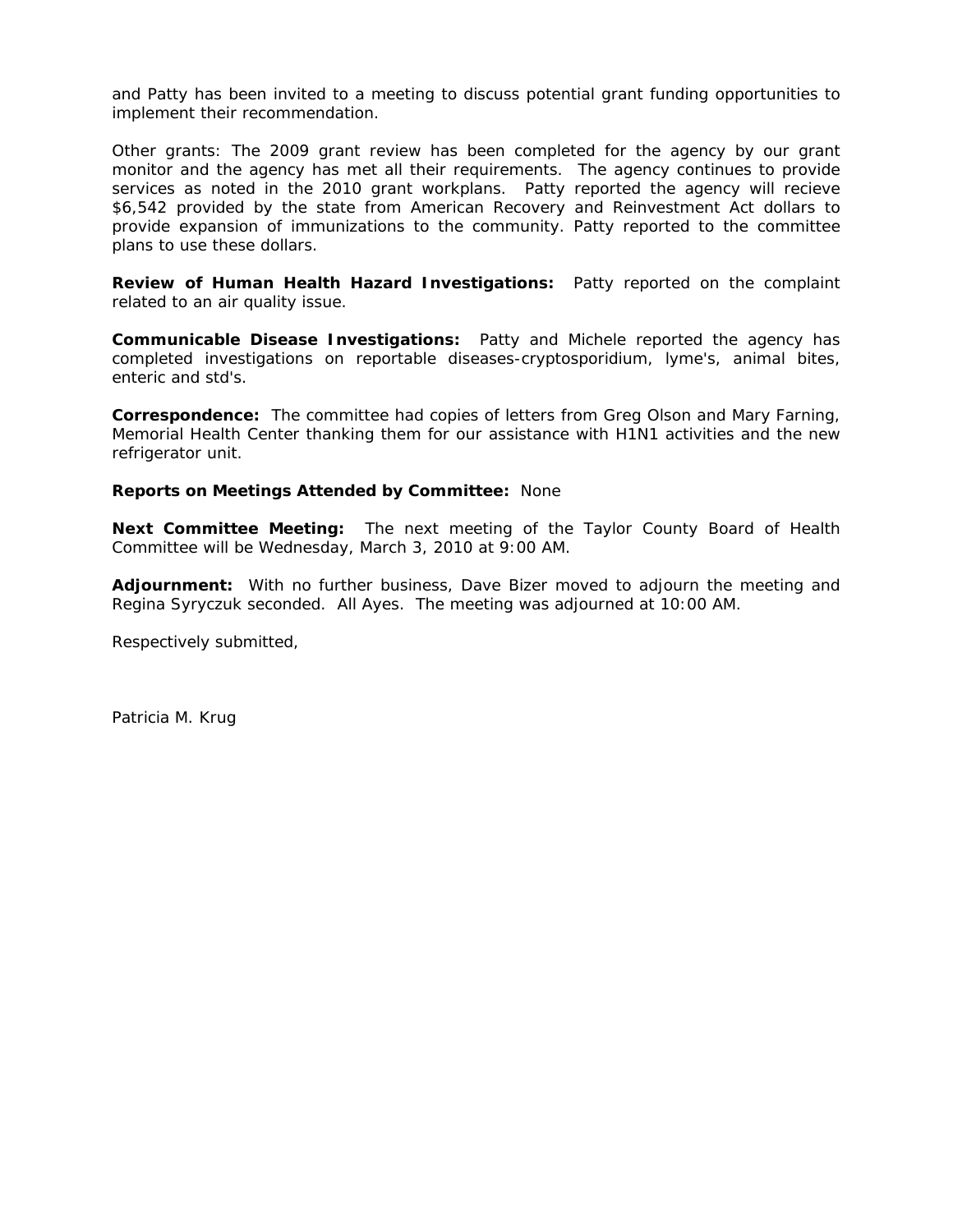and Patty has been invited to a meeting to discuss potential grant funding opportunities to implement their recommendation.

Other grants: The 2009 grant review has been completed for the agency by our grant monitor and the agency has met all their requirements. The agency continues to provide services as noted in the 2010 grant workplans. Patty reported the agency will recieve $6,542 provided by the state from American Recovery and Reinvestment Act dollars to provide expansion of immunizations to the community. Patty reported to the committee plans to use these dollars.

**Review of Human Health Hazard Investigations:** Patty reported on the complaint related to an air quality issue.

**Communicable Disease Investigations:** Patty and Michele reported the agency has completed investigations on reportable diseases-cryptosporidium, lyme's, animal bites, enteric and std's.

**Correspondence:** The committee had copies of letters from Greg Olson and Mary Farning, Memorial Health Center thanking them for our assistance with H1N1 activities and the new refrigerator unit.

**Reports on Meetings Attended by Committee:** None

**Next Committee Meeting:** The next meeting of the Taylor County Board of Health Committee will be Wednesday, March 3, 2010 at 9:00 AM.

**Adjournment:** With no further business, Dave Bizer moved to adjourn the meeting and Regina Syryczuk seconded. All Ayes. The meeting was adjourned at 10:00 AM.

Respectively submitted,

Patricia M. Krug